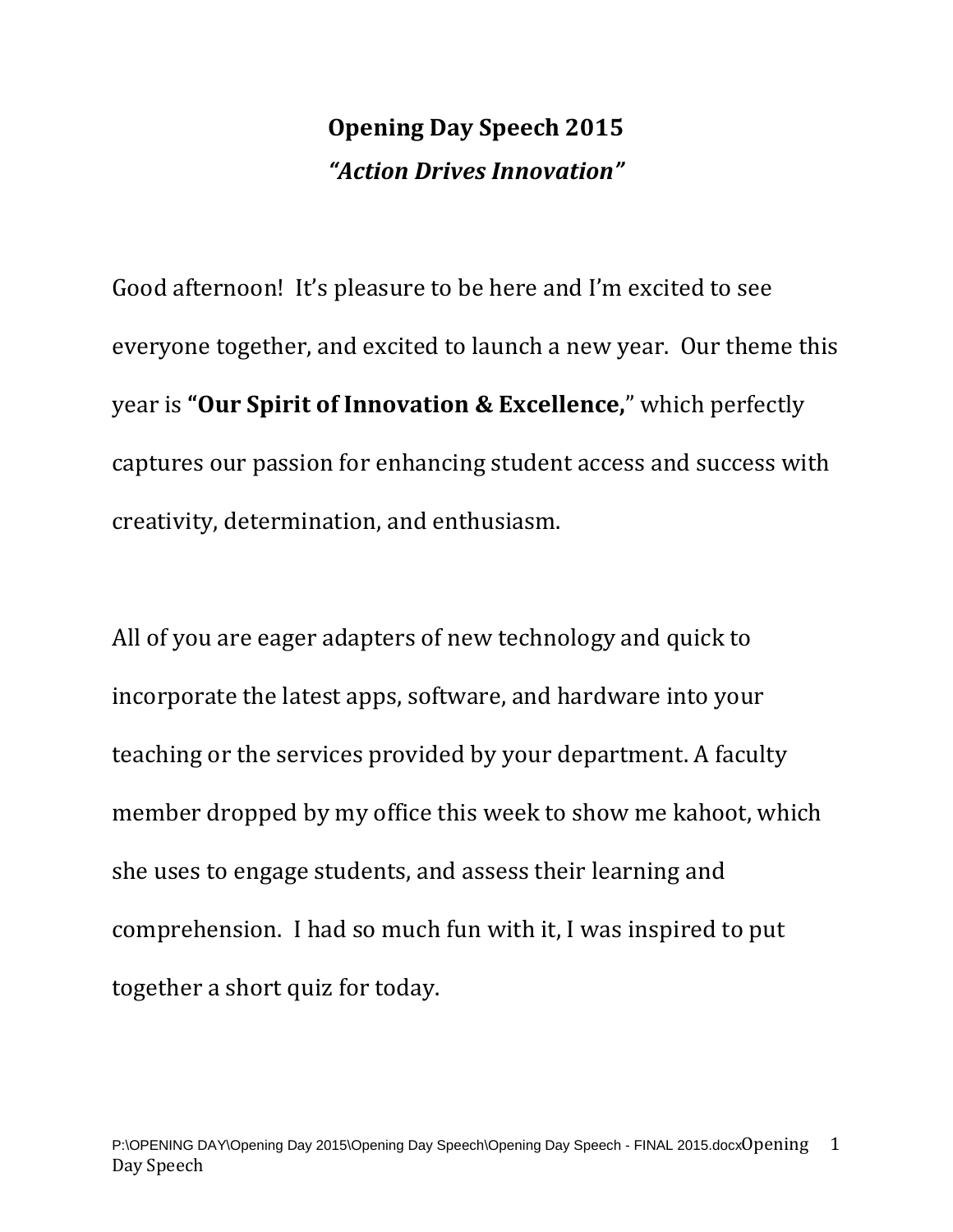# Opening Day Speech 2015

## *"Action Drives Innovation"*

Good afternoon! It's pleasure to be here and I'm excited to see everyone together, and excited to launch a new year. Our theme this year is **"Our Spirit of Innovation & Excellence,"** which perfectly captures our passion for enhancing student access and success with creativity, determination, and enthusiasm.

All of you are eager adapters of new technology and quick to incorporate the latest apps, software, and hardware into your teaching or the services provided by your department. A faculty member dropped by my office this week to show me kahoot, which she uses to engage students, and assess their learning and comprehension. I had so much fun with it, I was inspired to put together a short quiz for today.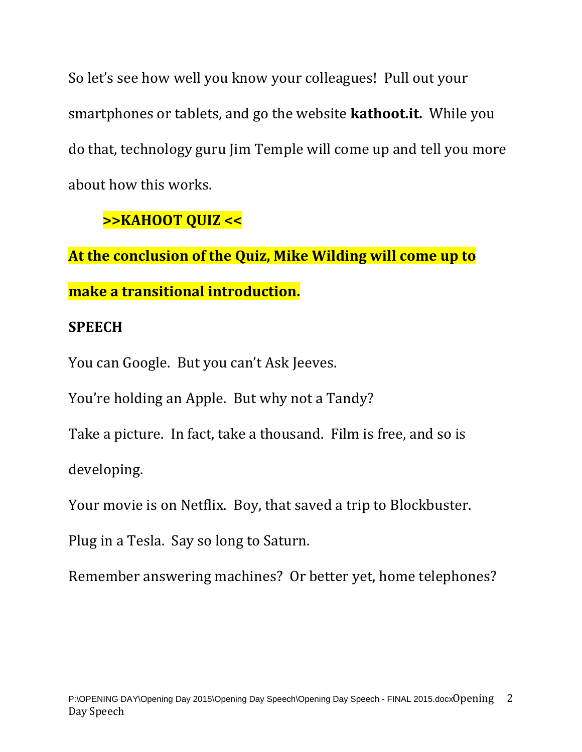So let's see how well you know your colleagues! Pull out your smartphones or tablets, and go the website **kathoot.it.** While you do that, technology guru Jim Temple will come up and tell you more about how this works.

**>>KAHOOT QUIZ <<**

**At the conclusion of the Quiz, Mike Wilding will come up to make a transitional introduction.**

**SPEECH**

You can Google. But you can't Ask Jeeves.

You're holding an Apple. But why not a Tandy?

Take a picture. In fact, take a thousand. Film is free, and so is developing.

Your movie is on Netflix. Boy, that saved a trip to Blockbuster.

Plug in a Tesla. Say so long to Saturn.

Remember answering machines? Or better yet, home telephones?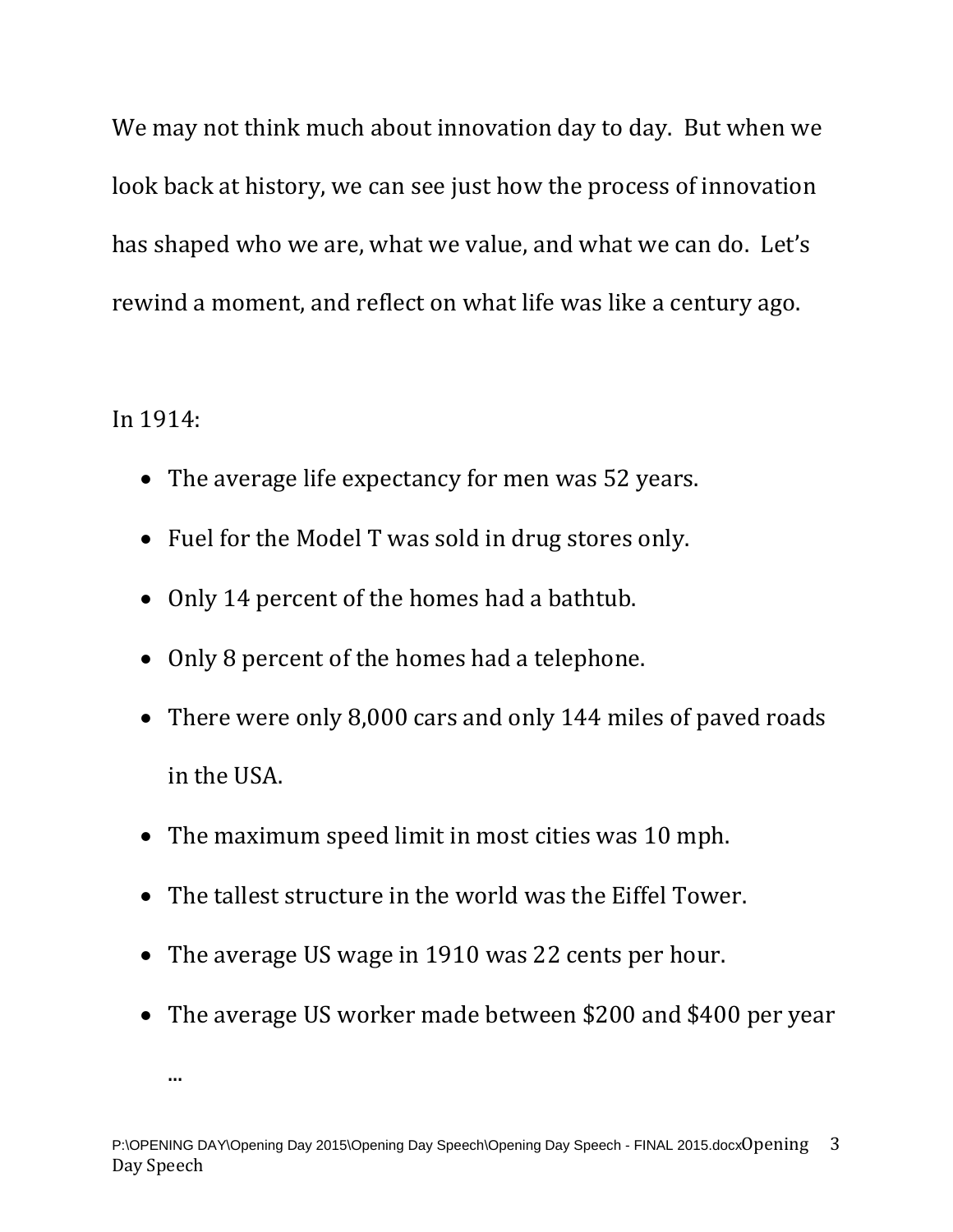We may not think much about innovation day to day. But when we look back at history, we can see just how the process of innovation has shaped who we are, what we value, and what we can do. Let's rewind a moment, and reflect on what life was like a century ago.

In 1914:

- The average life expectancy for men was 52 years.
- Fuel for the Model T was sold in drug stores only.
- Only 14 percent of the homes had a bathtub.
- Only 8 percent of the homes had a telephone.
- There were only 8,000 cars and only 144 miles of paved roads in the USA.
- The maximum speed limit in most cities was 10 mph.
- The tallest structure in the world was the Eiffel Tower.
- The average US wage in 1910 was 22 cents per hour.
- The average US worker made between $200 and $400 per year

...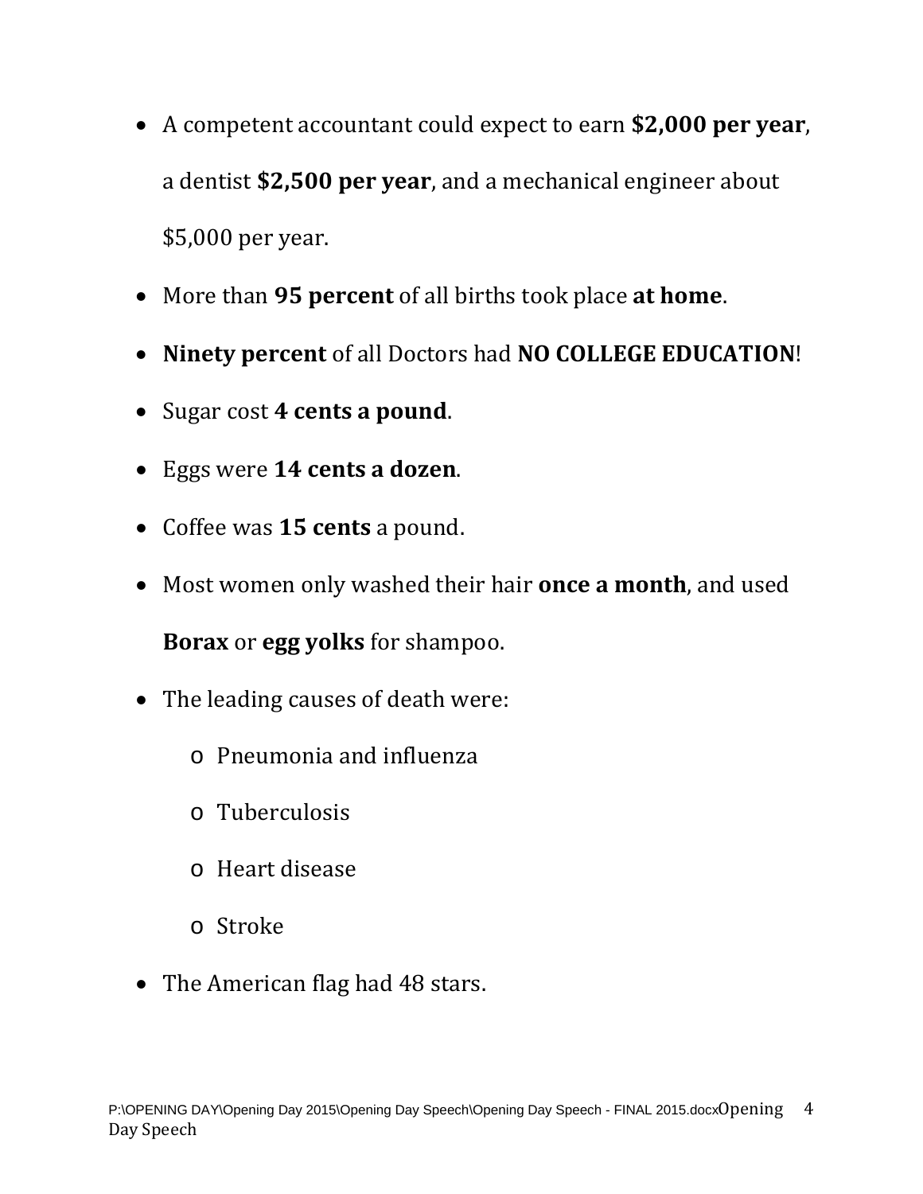- A competent accountant could expect to earn **$2,000 per year**, a dentist **$2,500 per year**, and a mechanical engineer about $5,000 per year.
- More than **95 percent** of all births took place **at home**.
- **Ninety percent** of all Doctors had **NO COLLEGE EDUCATION**!
- Sugar cost **4 cents a pound**.
- Eggs were **14 cents a dozen**.
- Coffee was **15 cents** a pound.
- Most women only washed their hair **once a month**, and used **Borax** or **egg yolks** for shampoo.
- The leading causes of death were:
  - Pneumonia and influenza
  - Tuberculosis
  - Heart disease
  - Stroke
- The American flag had 48 stars.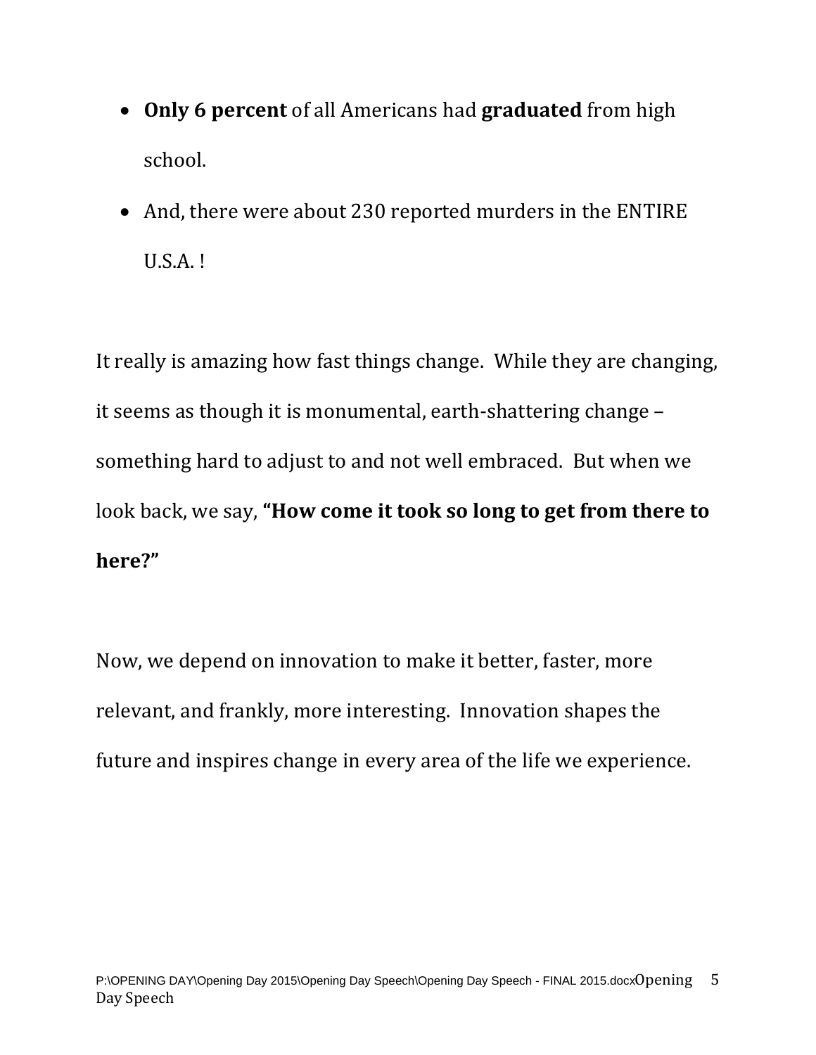- **Only 6 percent** of all Americans had **graduated** from high school.
- And, there were about 230 reported murders in the ENTIRE U.S.A. !

It really is amazing how fast things change. While they are changing, it seems as though it is monumental, earth-shattering change – something hard to adjust to and not well embraced. But when we look back, we say, **"How come it took so long to get from there to here?"**

Now, we depend on innovation to make it better, faster, more relevant, and frankly, more interesting. Innovation shapes the future and inspires change in every area of the life we experience.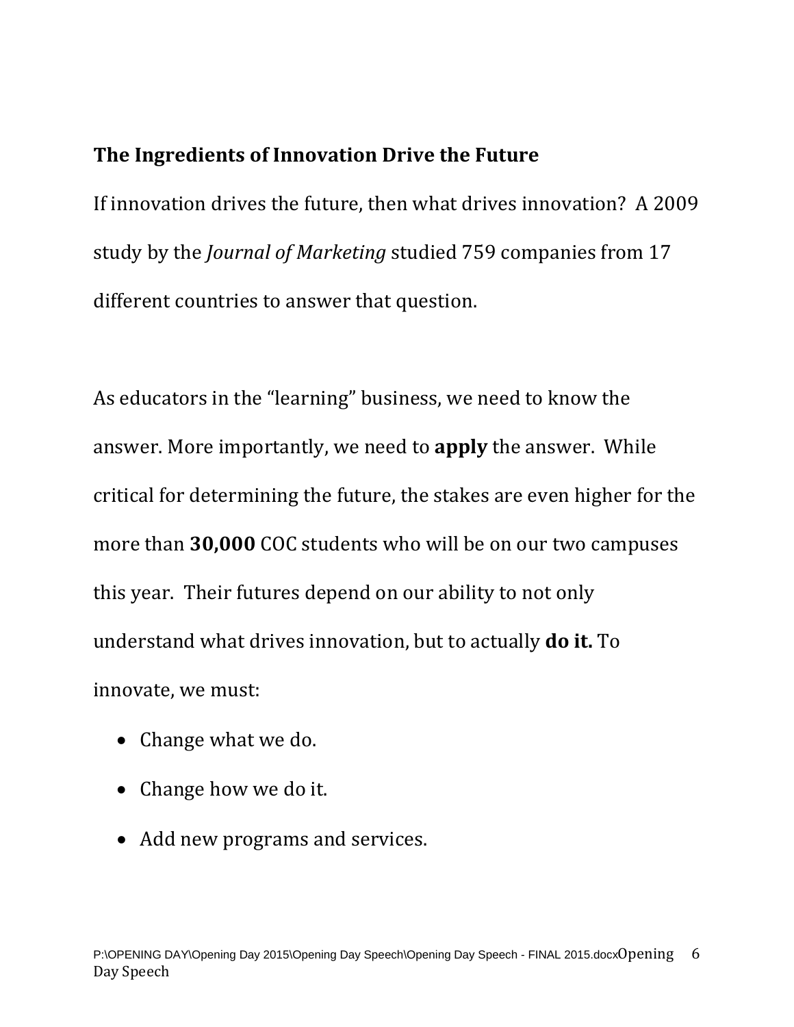## The Ingredients of Innovation Drive the Future

If innovation drives the future, then what drives innovation? A 2009 study by the *Journal of Marketing* studied 759 companies from 17 different countries to answer that question.

As educators in the "learning" business, we need to know the answer. More importantly, we need to **apply** the answer. While critical for determining the future, the stakes are even higher for the more than **30,000** COC students who will be on our two campuses this year. Their futures depend on our ability to not only understand what drives innovation, but to actually **do it.** To innovate, we must:

- Change what we do.
- Change how we do it.
- Add new programs and services.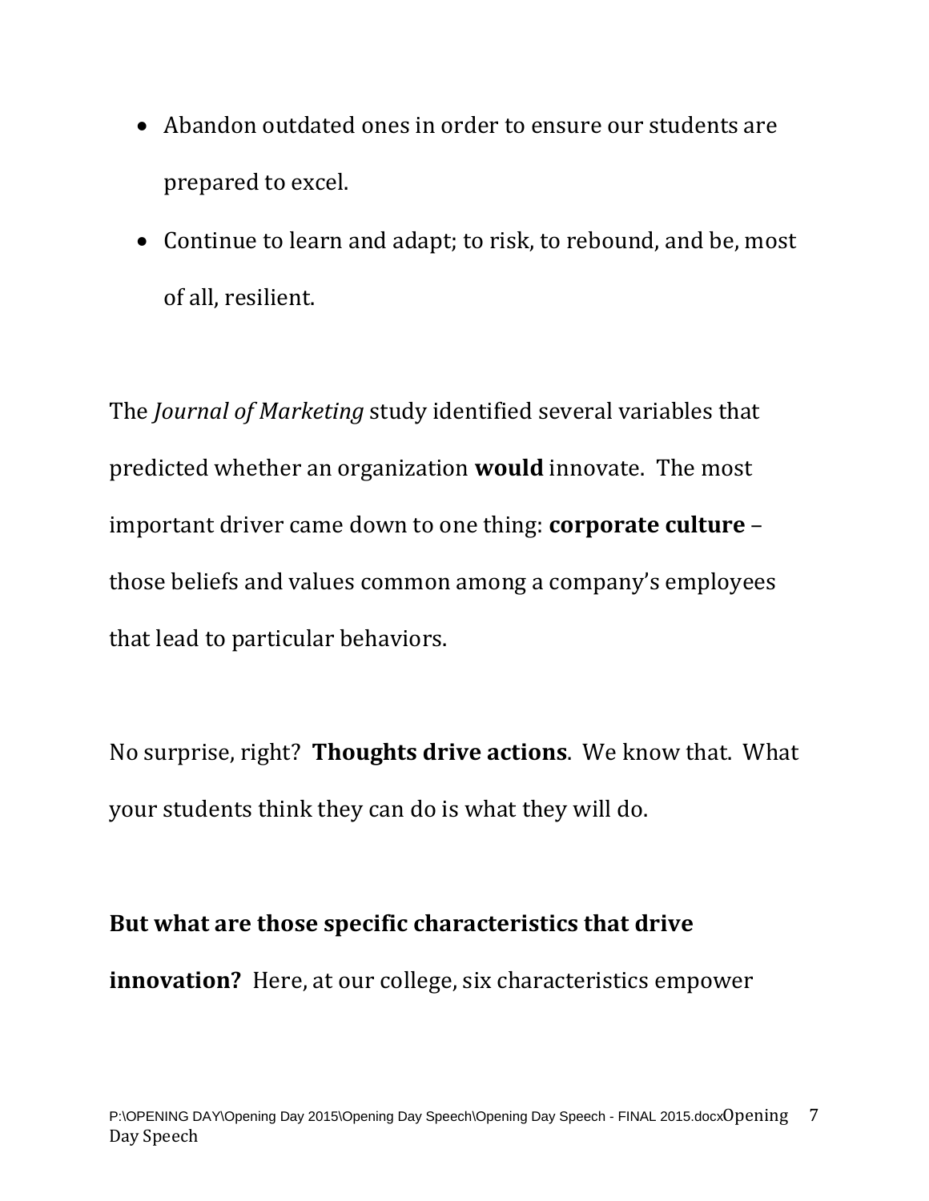- Abandon outdated ones in order to ensure our students are prepared to excel.
- Continue to learn and adapt; to risk, to rebound, and be, most of all, resilient.

The *Journal of Marketing* study identified several variables that predicted whether an organization **would** innovate. The most important driver came down to one thing: **corporate culture** – those beliefs and values common among a company's employees that lead to particular behaviors.

No surprise, right? **Thoughts drive actions**. We know that. What your students think they can do is what they will do.

**But what are those specific characteristics that drive innovation?** Here, at our college, six characteristics empower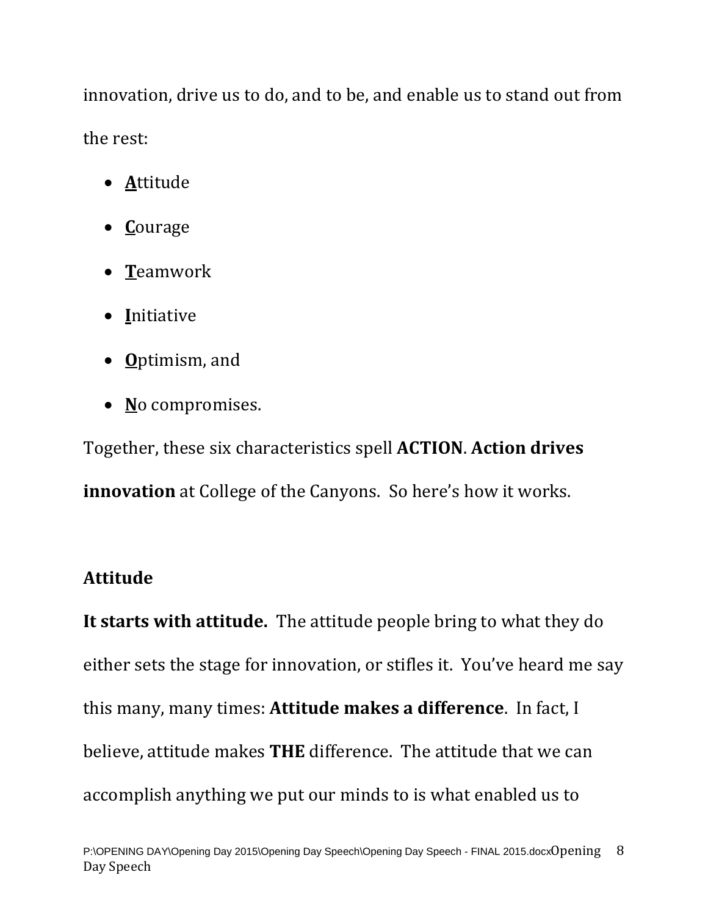innovation, drive us to do, and to be, and enable us to stand out from the rest:

- **A**ttitude
- **C**ourage
- **T**eamwork
- **I**nitiative
- **O**ptimism, and
- **N**o compromises.

Together, these six characteristics spell **ACTION**. **Action drives innovation** at College of the Canyons. So here's how it works.

**Attitude**

**It starts with attitude.** The attitude people bring to what they do either sets the stage for innovation, or stifles it. You've heard me say this many, many times: **Attitude makes a difference**. In fact, I believe, attitude makes **THE** difference. The attitude that we can accomplish anything we put our minds to is what enabled us to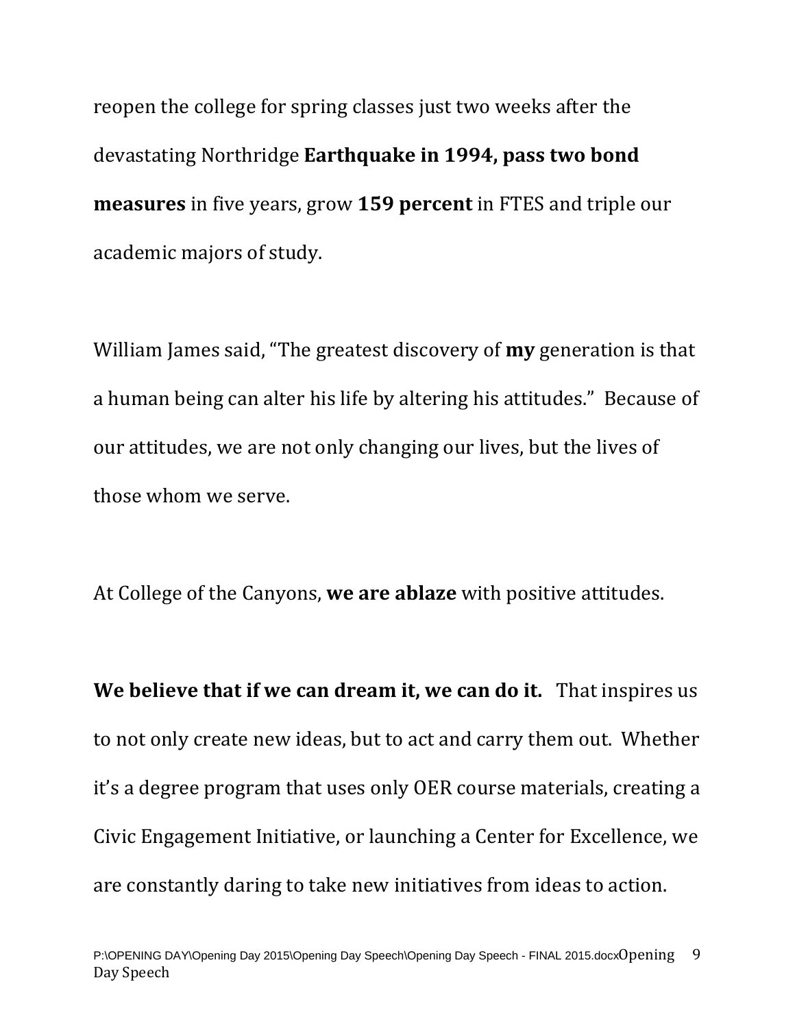reopen the college for spring classes just two weeks after the devastating Northridge **Earthquake in 1994, pass two bond measures** in five years, grow **159 percent** in FTES and triple our academic majors of study.

William James said, "The greatest discovery of **my** generation is that a human being can alter his life by altering his attitudes." Because of our attitudes, we are not only changing our lives, but the lives of those whom we serve.

At College of the Canyons, **we are ablaze** with positive attitudes.

**We believe that if we can dream it, we can do it.** That inspires us to not only create new ideas, but to act and carry them out. Whether it's a degree program that uses only OER course materials, creating a Civic Engagement Initiative, or launching a Center for Excellence, we are constantly daring to take new initiatives from ideas to action.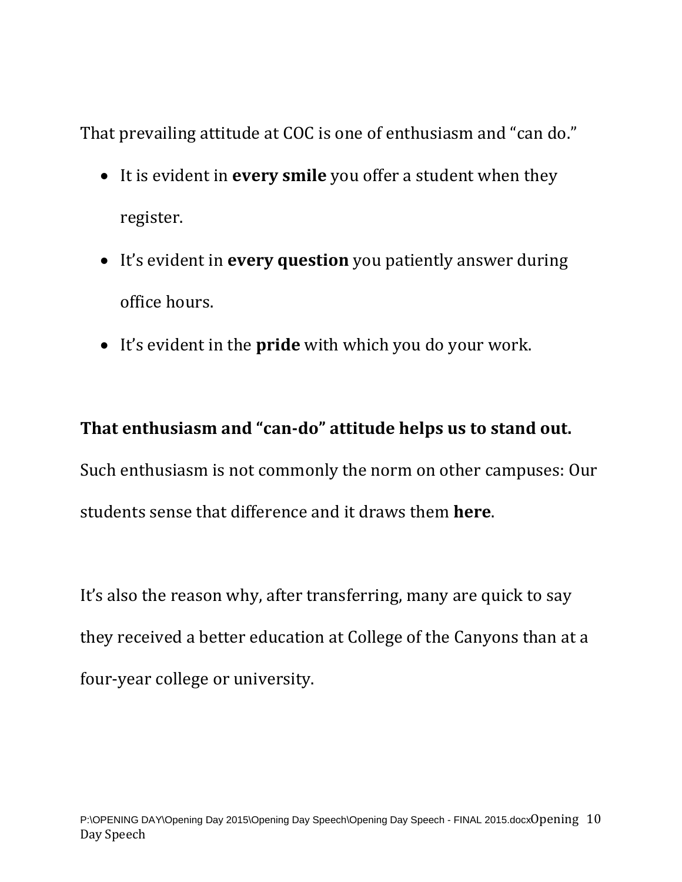That prevailing attitude at COC is one of enthusiasm and “can do.”

- It is evident in **every smile** you offer a student when they register.
- It’s evident in **every question** you patiently answer during office hours.
- It’s evident in the **pride** with which you do your work.

**That enthusiasm and “can-do” attitude helps us to stand out.** Such enthusiasm is not commonly the norm on other campuses: Our students sense that difference and it draws them **here**.

It’s also the reason why, after transferring, many are quick to say they received a better education at College of the Canyons than at a four-year college or university.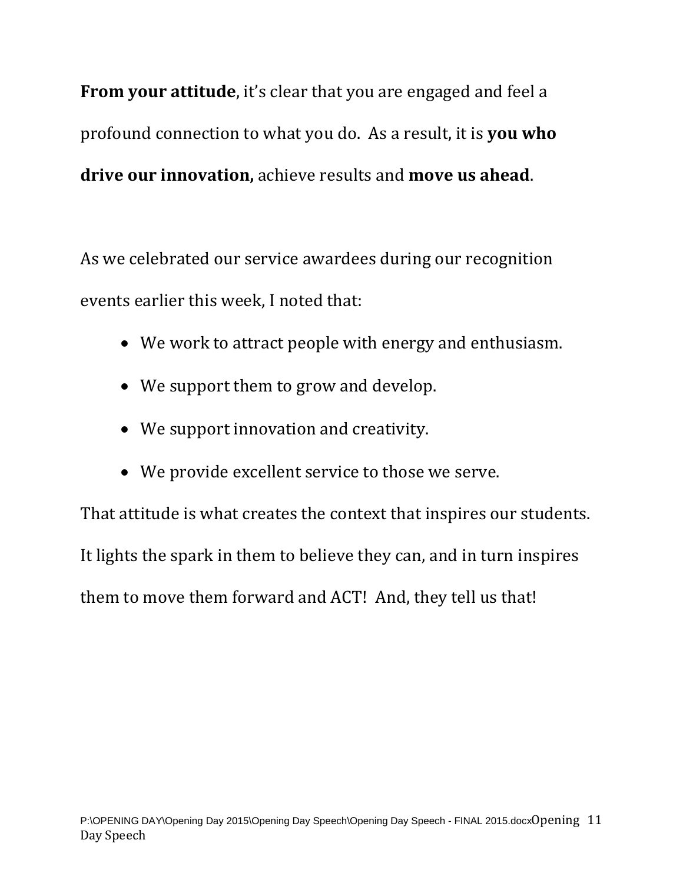**From your attitude**, it's clear that you are engaged and feel a profound connection to what you do.  As a result, it is **you who drive our innovation,** achieve results and **move us ahead**.

As we celebrated our service awardees during our recognition events earlier this week, I noted that:

- We work to attract people with energy and enthusiasm.
- We support them to grow and develop.
- We support innovation and creativity.
- We provide excellent service to those we serve.

That attitude is what creates the context that inspires our students. It lights the spark in them to believe they can, and in turn inspires them to move them forward and ACT!  And, they tell us that!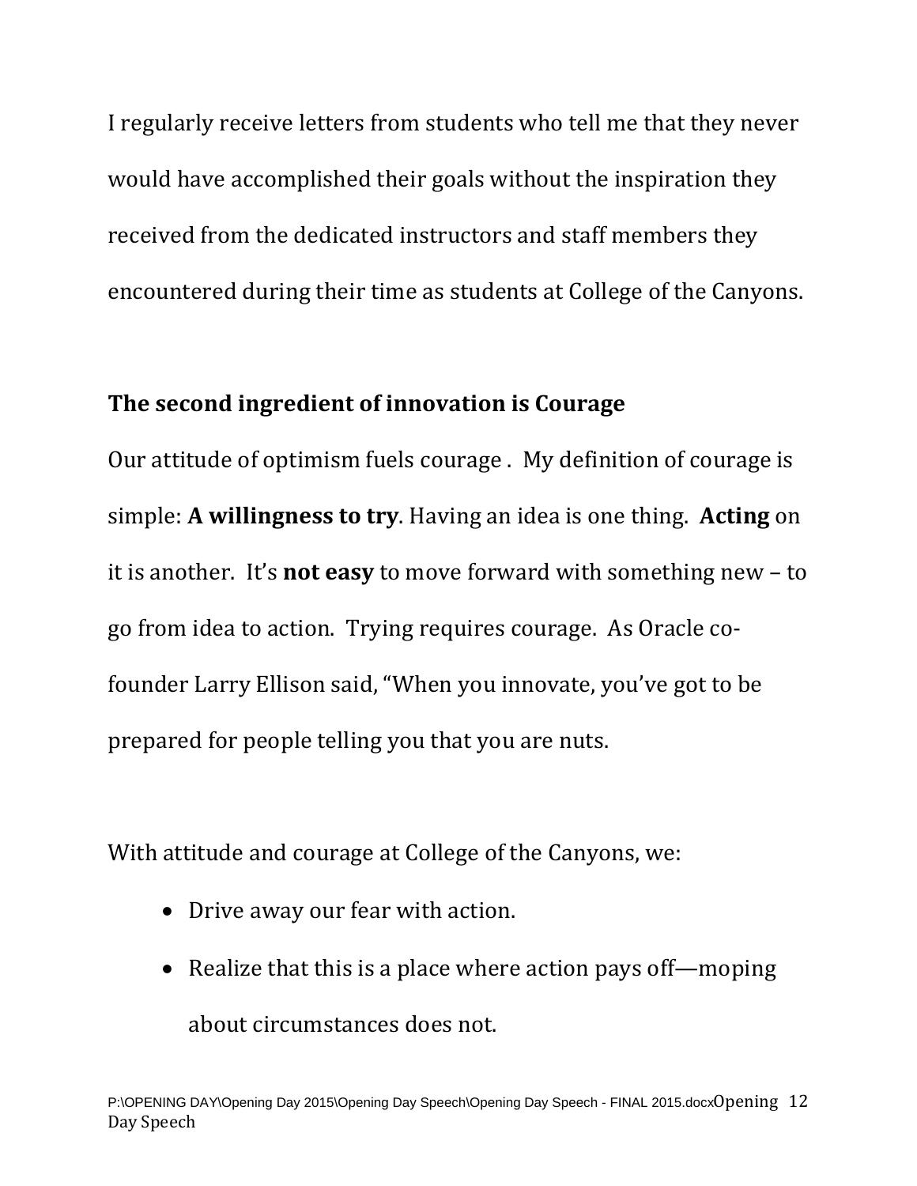I regularly receive letters from students who tell me that they never would have accomplished their goals without the inspiration they received from the dedicated instructors and staff members they encountered during their time as students at College of the Canyons.

**The second ingredient of innovation is Courage**

Our attitude of optimism fuels courage . My definition of courage is simple: **A willingness to try**. Having an idea is one thing. **Acting** on it is another. It's **not easy** to move forward with something new – to go from idea to action. Trying requires courage. As Oracle co-founder Larry Ellison said, "When you innovate, you've got to be prepared for people telling you that you are nuts.

With attitude and courage at College of the Canyons, we:

- Drive away our fear with action.
- Realize that this is a place where action pays off—moping about circumstances does not.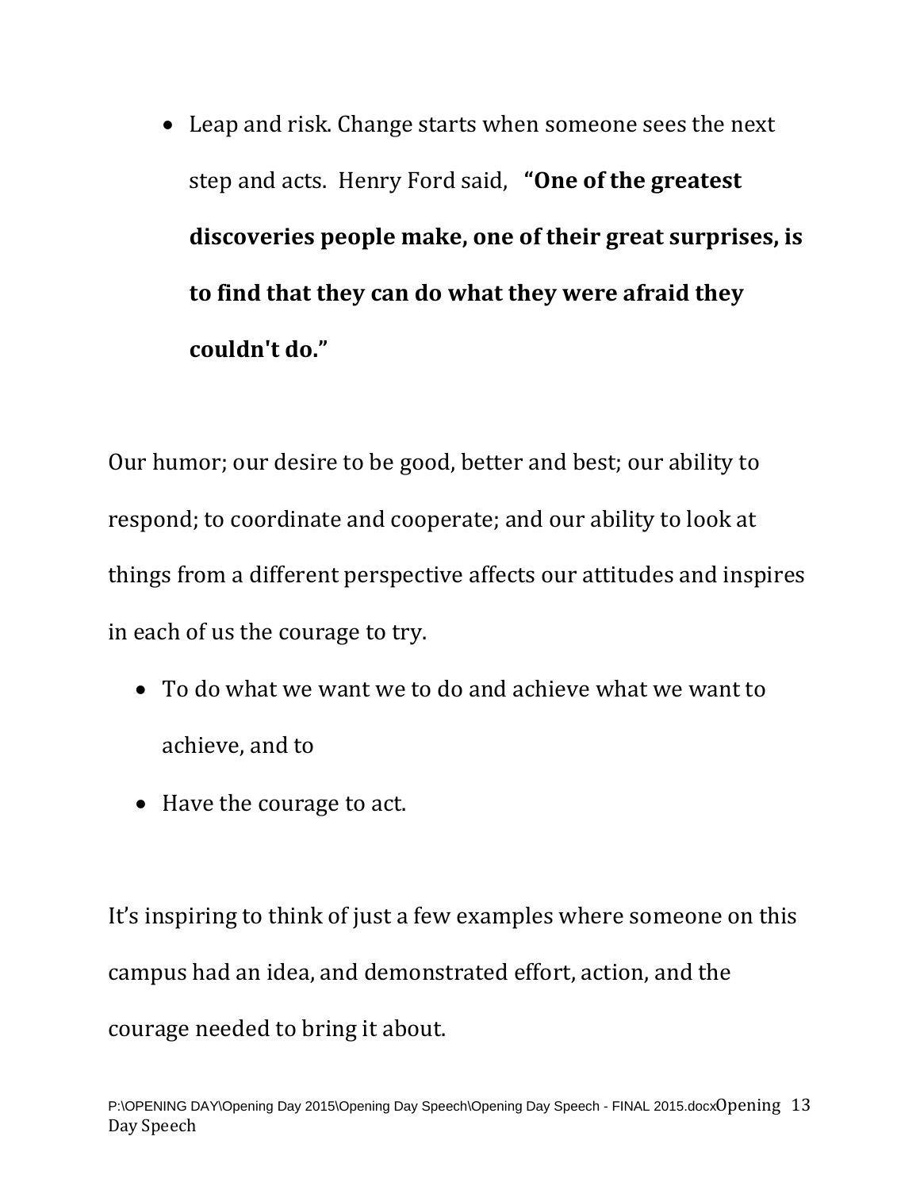- Leap and risk. Change starts when someone sees the next step and acts. Henry Ford said, **"One of the greatest discoveries people make, one of their great surprises, is to find that they can do what they were afraid they couldn't do."**

Our humor; our desire to be good, better and best; our ability to respond; to coordinate and cooperate; and our ability to look at things from a different perspective affects our attitudes and inspires in each of us the courage to try.

- To do what we want we to do and achieve what we want to achieve, and to
- Have the courage to act.

It's inspiring to think of just a few examples where someone on this campus had an idea, and demonstrated effort, action, and the courage needed to bring it about.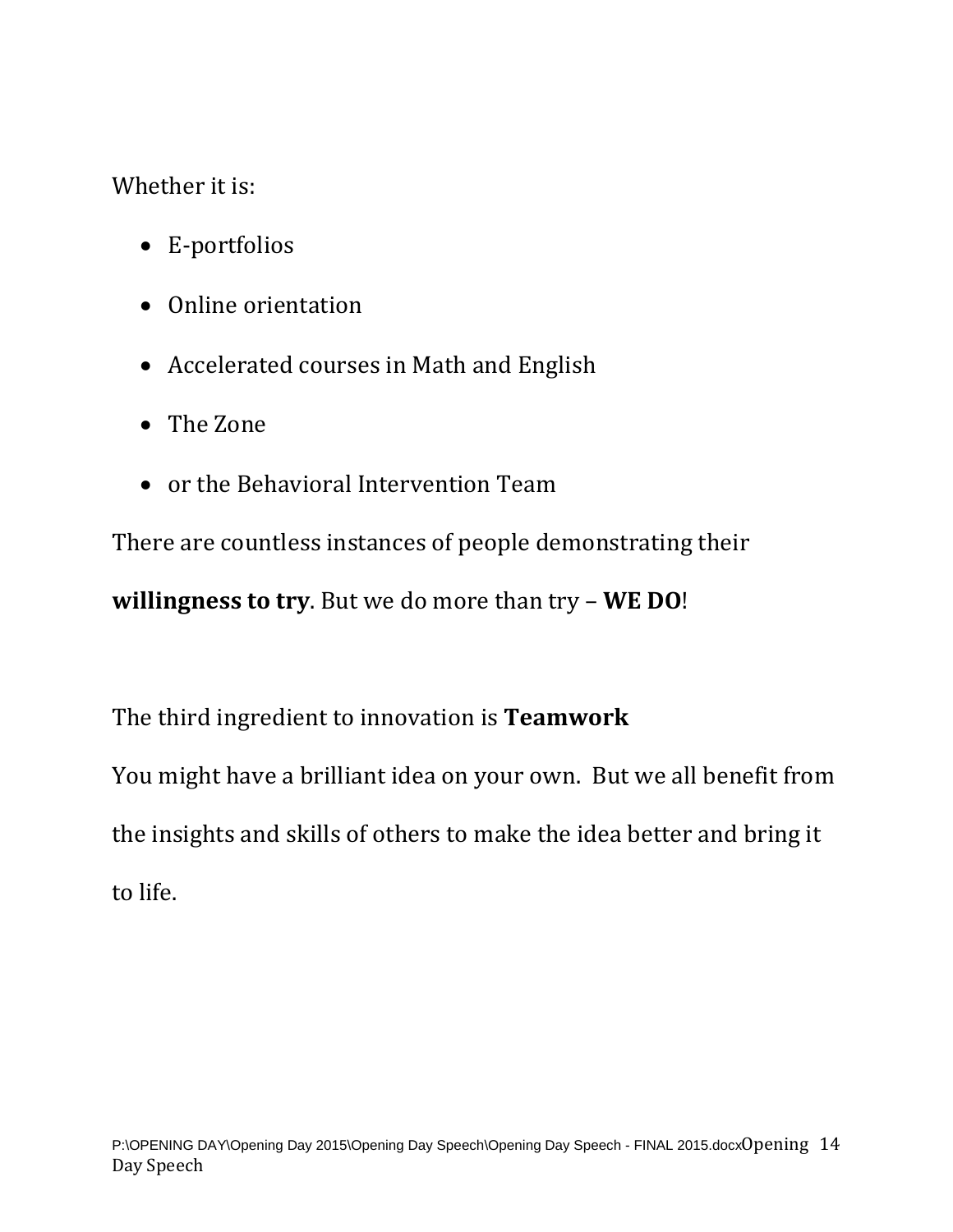Whether it is:

- E-portfolios
- Online orientation
- Accelerated courses in Math and English
- The Zone
- or the Behavioral Intervention Team

There are countless instances of people demonstrating their **willingness to try**. But we do more than try – **WE DO**!

The third ingredient to innovation is **Teamwork**

You might have a brilliant idea on your own.  But we all benefit from the insights and skills of others to make the idea better and bring it to life.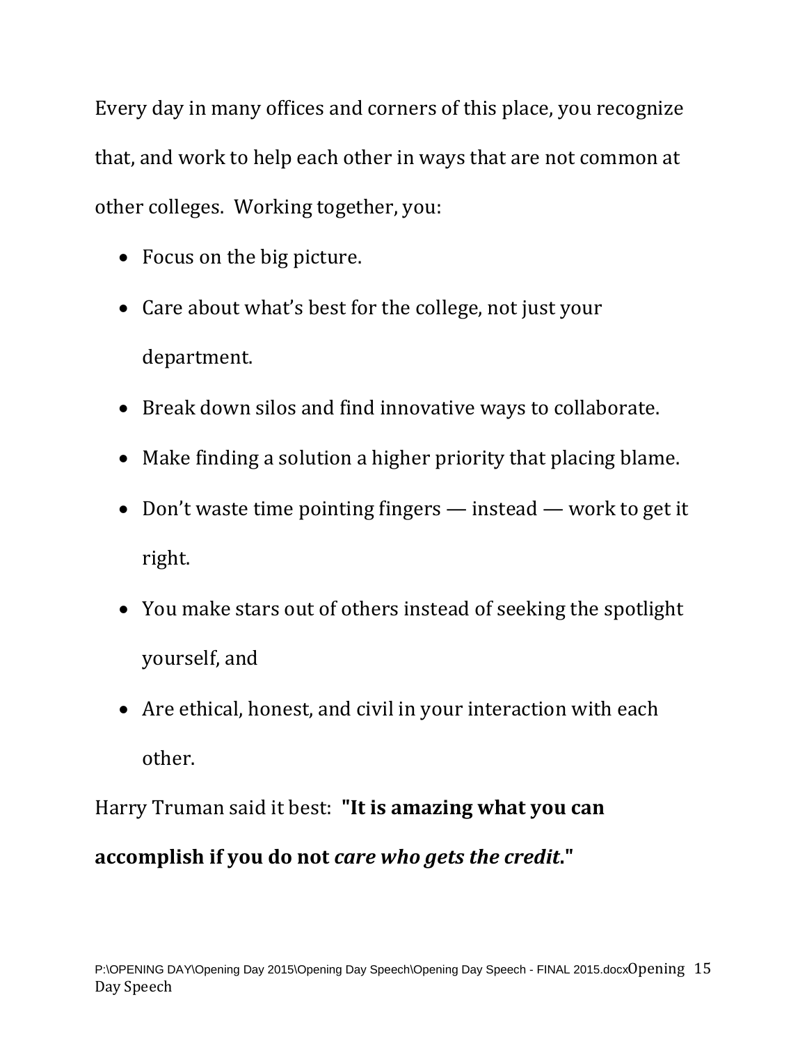Every day in many offices and corners of this place, you recognize that, and work to help each other in ways that are not common at other colleges. Working together, you:

- Focus on the big picture.
- Care about what's best for the college, not just your department.
- Break down silos and find innovative ways to collaborate.
- Make finding a solution a higher priority that placing blame.
- Don't waste time pointing fingers — instead — work to get it right.
- You make stars out of others instead of seeking the spotlight yourself, and
- Are ethical, honest, and civil in your interaction with each other.

Harry Truman said it best: **"It is amazing what you can accomplish if you do not *care who gets the credit*."**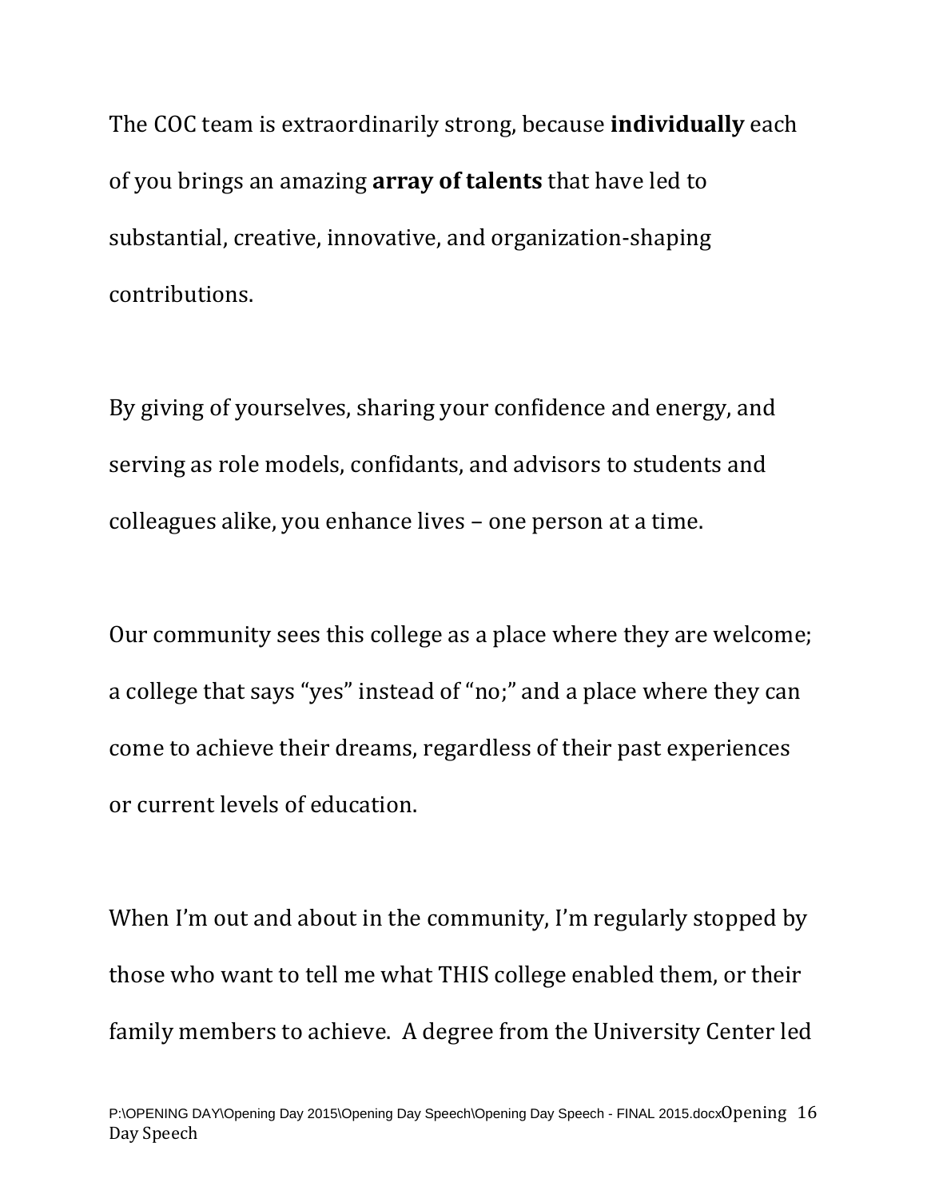The COC team is extraordinarily strong, because **individually** each of you brings an amazing **array of talents** that have led to substantial, creative, innovative, and organization-shaping contributions.

By giving of yourselves, sharing your confidence and energy, and serving as role models, confidants, and advisors to students and colleagues alike, you enhance lives – one person at a time.

Our community sees this college as a place where they are welcome; a college that says "yes" instead of "no;" and a place where they can come to achieve their dreams, regardless of their past experiences or current levels of education.

When I'm out and about in the community, I'm regularly stopped by those who want to tell me what THIS college enabled them, or their family members to achieve. A degree from the University Center led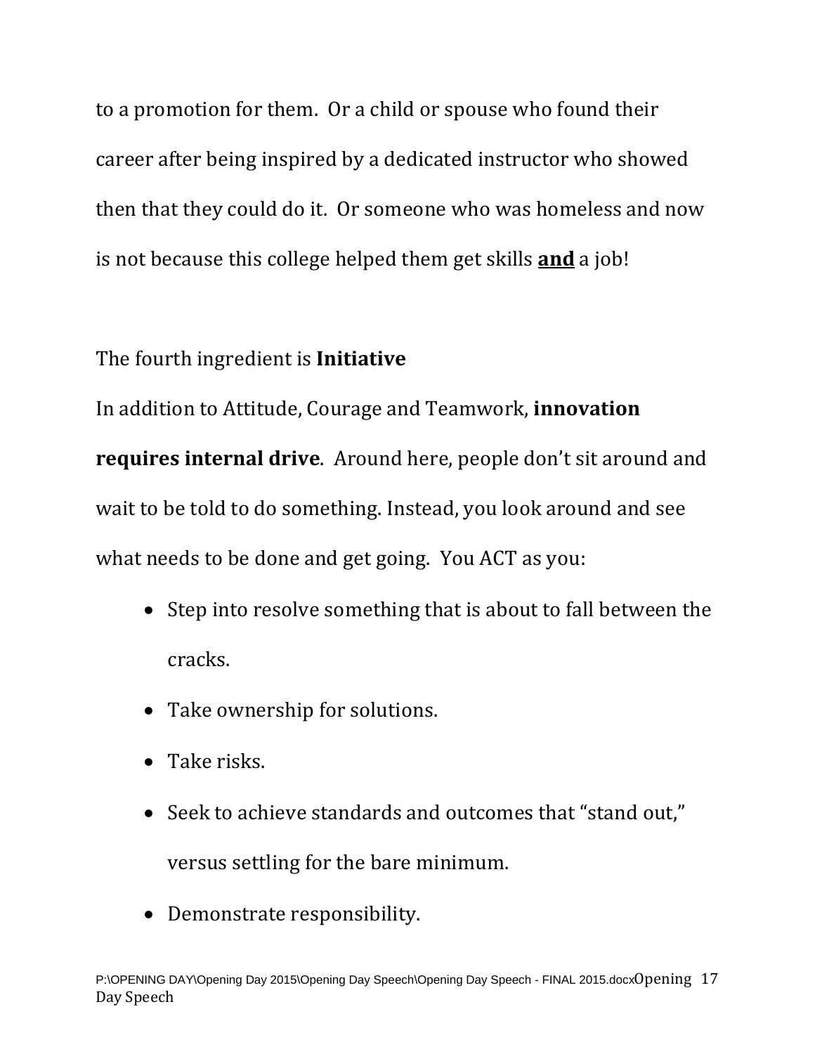to a promotion for them. Or a child or spouse who found their career after being inspired by a dedicated instructor who showed then that they could do it. Or someone who was homeless and now is not because this college helped them get skills **and** a job!

The fourth ingredient is **Initiative**

In addition to Attitude, Courage and Teamwork, **innovation requires internal drive**. Around here, people don't sit around and wait to be told to do something. Instead, you look around and see what needs to be done and get going. You ACT as you:

- Step into resolve something that is about to fall between the cracks.
- Take ownership for solutions.
- Take risks.
- Seek to achieve standards and outcomes that "stand out," versus settling for the bare minimum.
- Demonstrate responsibility.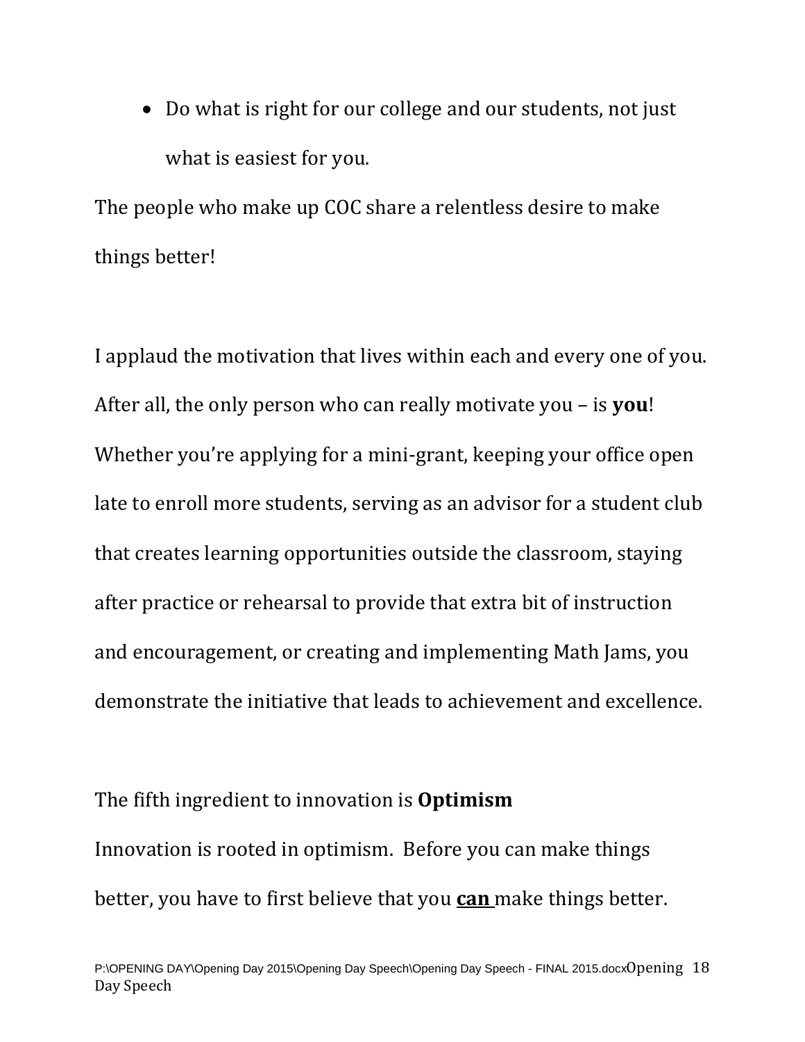- Do what is right for our college and our students, not just what is easiest for you.

The people who make up COC share a relentless desire to make things better!

I applaud the motivation that lives within each and every one of you. After all, the only person who can really motivate you – is **you**! Whether you're applying for a mini-grant, keeping your office open late to enroll more students, serving as an advisor for a student club that creates learning opportunities outside the classroom, staying after practice or rehearsal to provide that extra bit of instruction and encouragement, or creating and implementing Math Jams, you demonstrate the initiative that leads to achievement and excellence.

The fifth ingredient to innovation is **Optimism**

Innovation is rooted in optimism. Before you can make things better, you have to first believe that you **<u>can</u>** make things better.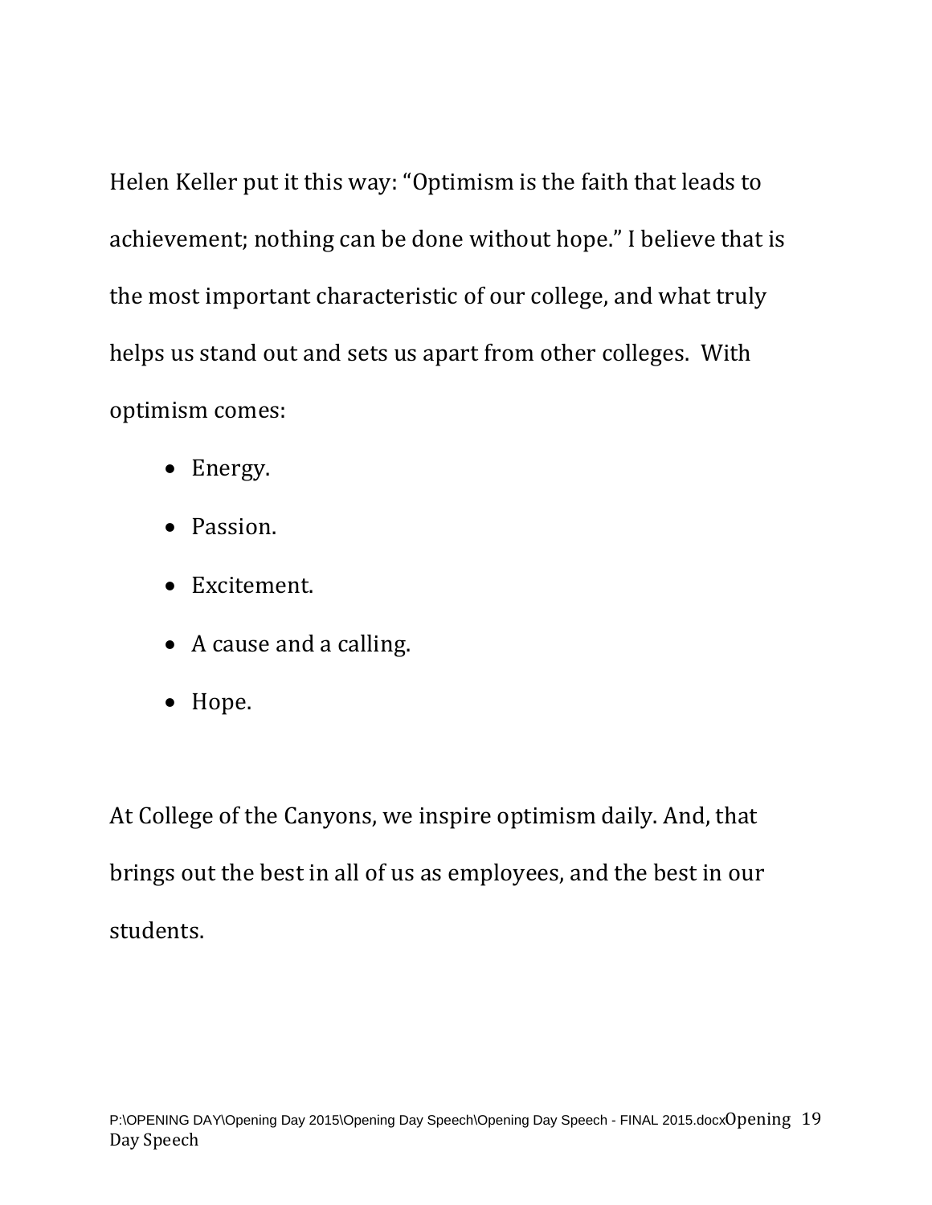Helen Keller put it this way: “Optimism is the faith that leads to achievement; nothing can be done without hope.” I believe that is the most important characteristic of our college, and what truly helps us stand out and sets us apart from other colleges. With optimism comes:

- Energy.
- Passion.
- Excitement.
- A cause and a calling.
- Hope.

At College of the Canyons, we inspire optimism daily. And, that brings out the best in all of us as employees, and the best in our students.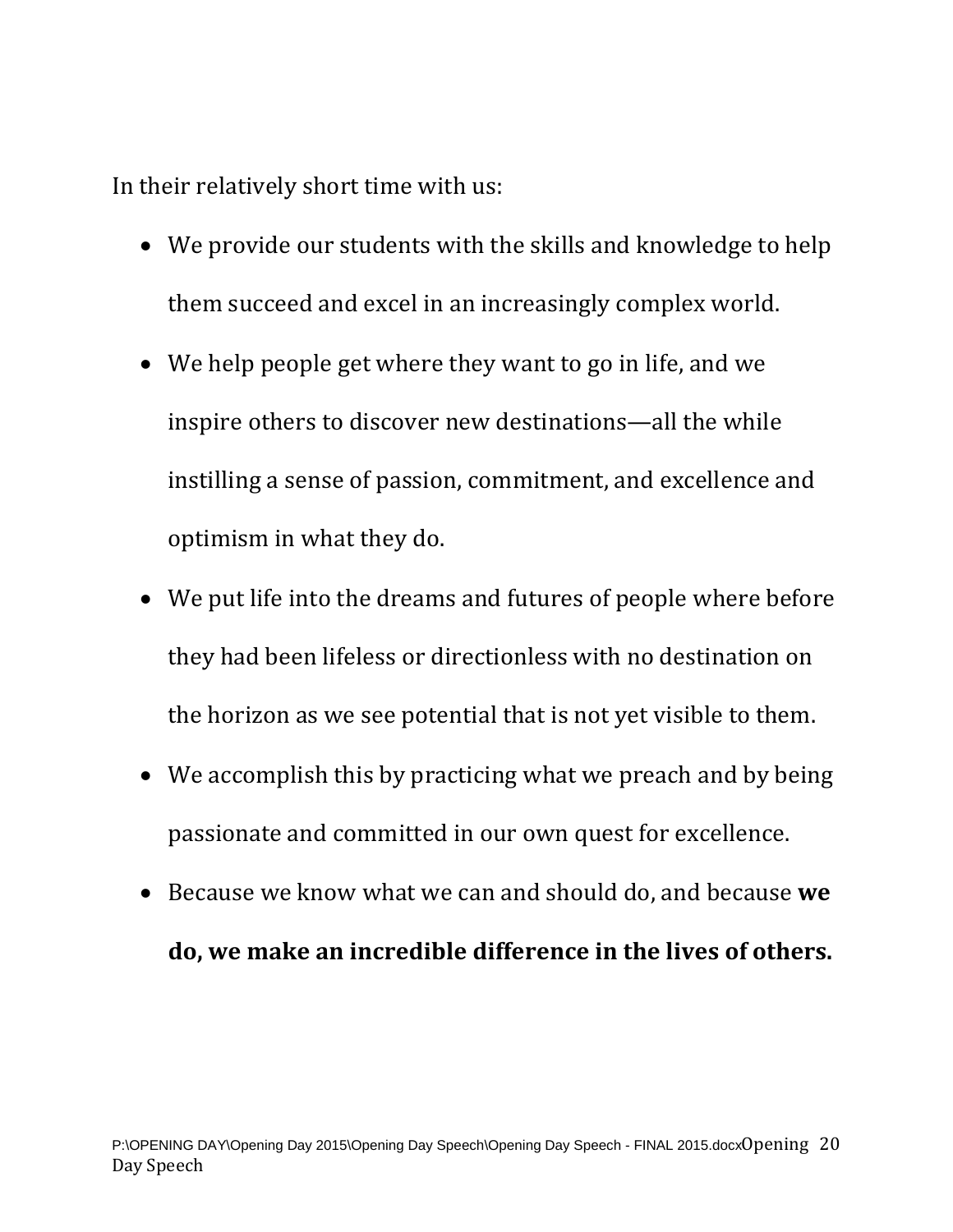In their relatively short time with us:

- We provide our students with the skills and knowledge to help them succeed and excel in an increasingly complex world.
- We help people get where they want to go in life, and we inspire others to discover new destinations—all the while instilling a sense of passion, commitment, and excellence and optimism in what they do.
- We put life into the dreams and futures of people where before they had been lifeless or directionless with no destination on the horizon as we see potential that is not yet visible to them.
- We accomplish this by practicing what we preach and by being passionate and committed in our own quest for excellence.
- Because we know what we can and should do, and because **we do, we make an incredible difference in the lives of others.**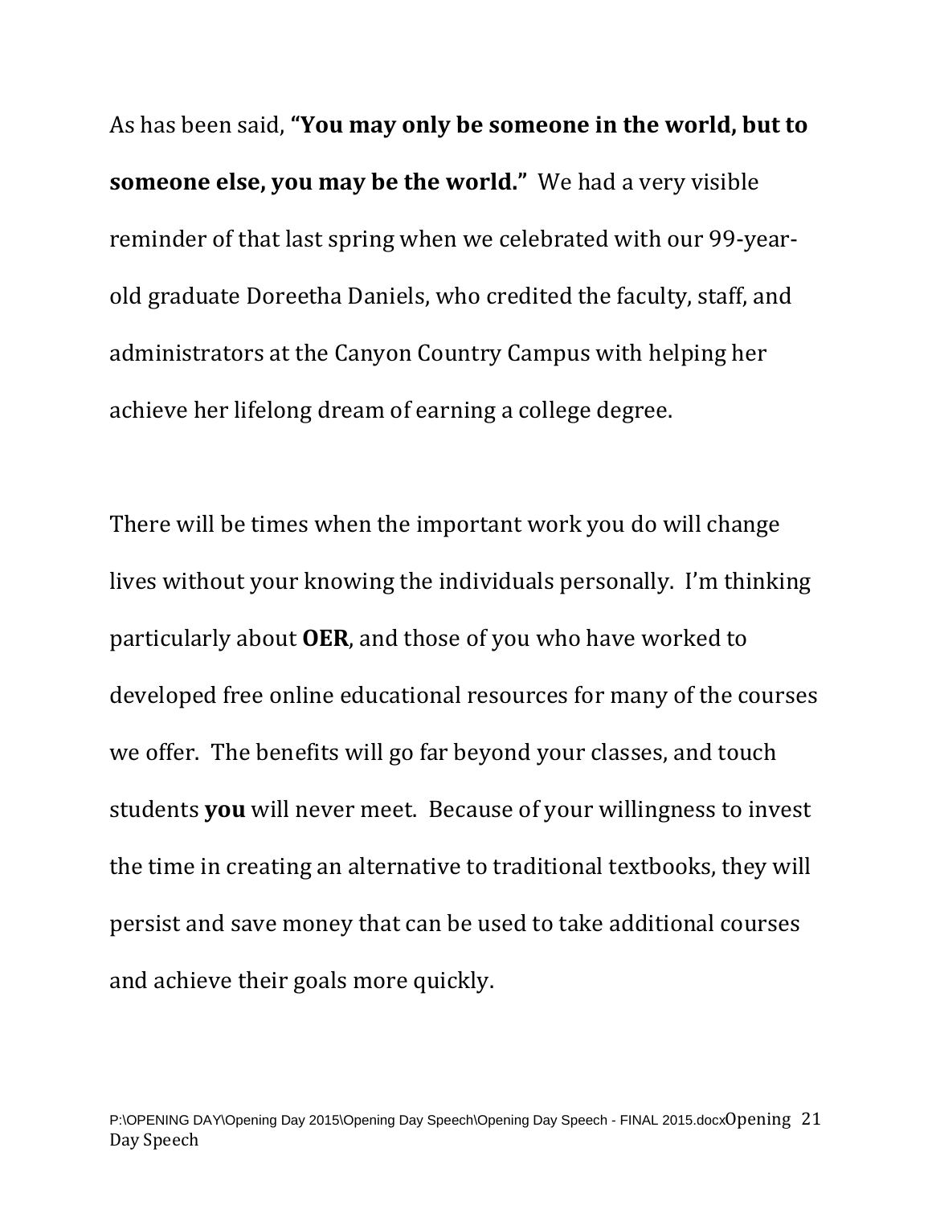As has been said, **"You may only be someone in the world, but to someone else, you may be the world."** We had a very visible reminder of that last spring when we celebrated with our 99-year-old graduate Doreetha Daniels, who credited the faculty, staff, and administrators at the Canyon Country Campus with helping her achieve her lifelong dream of earning a college degree.

There will be times when the important work you do will change lives without your knowing the individuals personally. I'm thinking particularly about **OER**, and those of you who have worked to developed free online educational resources for many of the courses we offer. The benefits will go far beyond your classes, and touch students **you** will never meet. Because of your willingness to invest the time in creating an alternative to traditional textbooks, they will persist and save money that can be used to take additional courses and achieve their goals more quickly.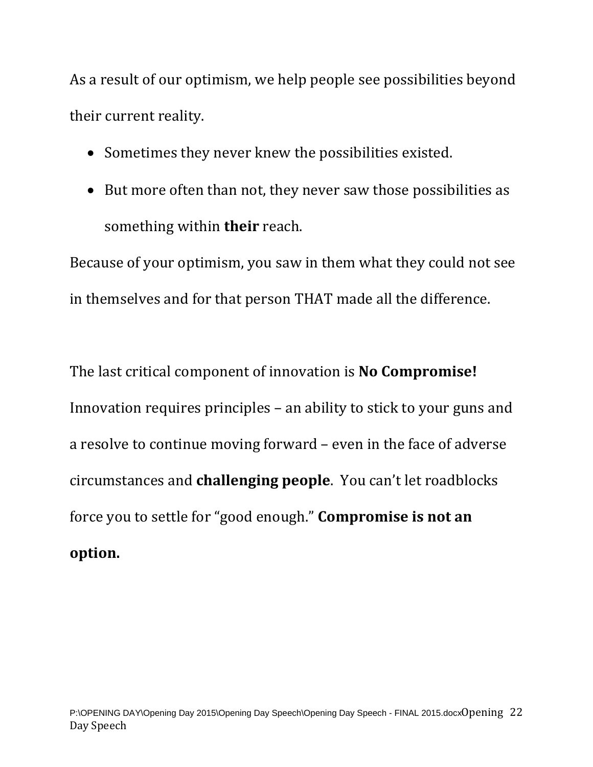As a result of our optimism, we help people see possibilities beyond their current reality.

- Sometimes they never knew the possibilities existed.
- But more often than not, they never saw those possibilities as something within **their** reach.

Because of your optimism, you saw in them what they could not see in themselves and for that person THAT made all the difference.

The last critical component of innovation is **No Compromise!** Innovation requires principles – an ability to stick to your guns and a resolve to continue moving forward – even in the face of adverse circumstances and **challenging people**. You can't let roadblocks force you to settle for "good enough." **Compromise is not an option.**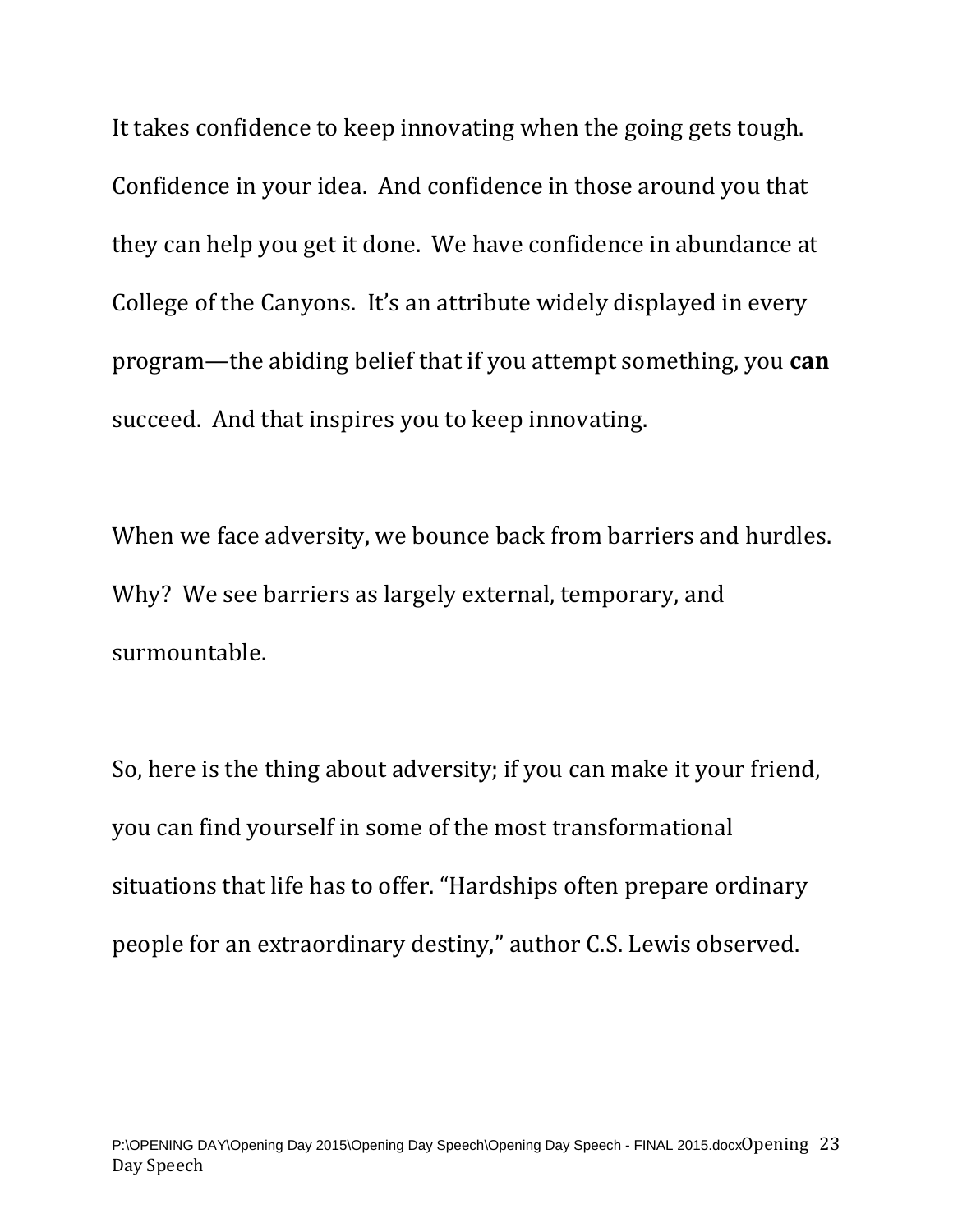It takes confidence to keep innovating when the going gets tough. Confidence in your idea. And confidence in those around you that they can help you get it done. We have confidence in abundance at College of the Canyons. It's an attribute widely displayed in every program—the abiding belief that if you attempt something, you **can** succeed. And that inspires you to keep innovating.

When we face adversity, we bounce back from barriers and hurdles. Why? We see barriers as largely external, temporary, and surmountable.

So, here is the thing about adversity; if you can make it your friend, you can find yourself in some of the most transformational situations that life has to offer. "Hardships often prepare ordinary people for an extraordinary destiny," author C.S. Lewis observed.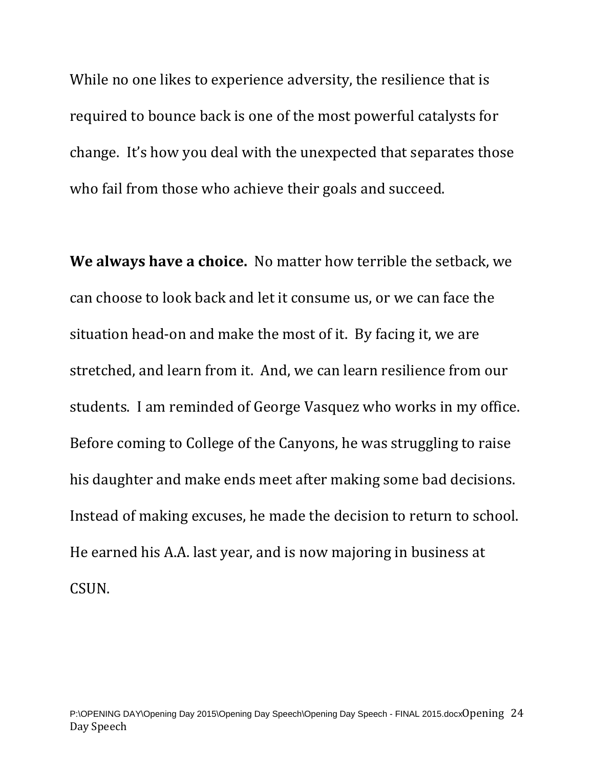While no one likes to experience adversity, the resilience that is required to bounce back is one of the most powerful catalysts for change. It's how you deal with the unexpected that separates those who fail from those who achieve their goals and succeed.

**We always have a choice.** No matter how terrible the setback, we can choose to look back and let it consume us, or we can face the situation head-on and make the most of it. By facing it, we are stretched, and learn from it. And, we can learn resilience from our students. I am reminded of George Vasquez who works in my office. Before coming to College of the Canyons, he was struggling to raise his daughter and make ends meet after making some bad decisions. Instead of making excuses, he made the decision to return to school. He earned his A.A. last year, and is now majoring in business at CSUN.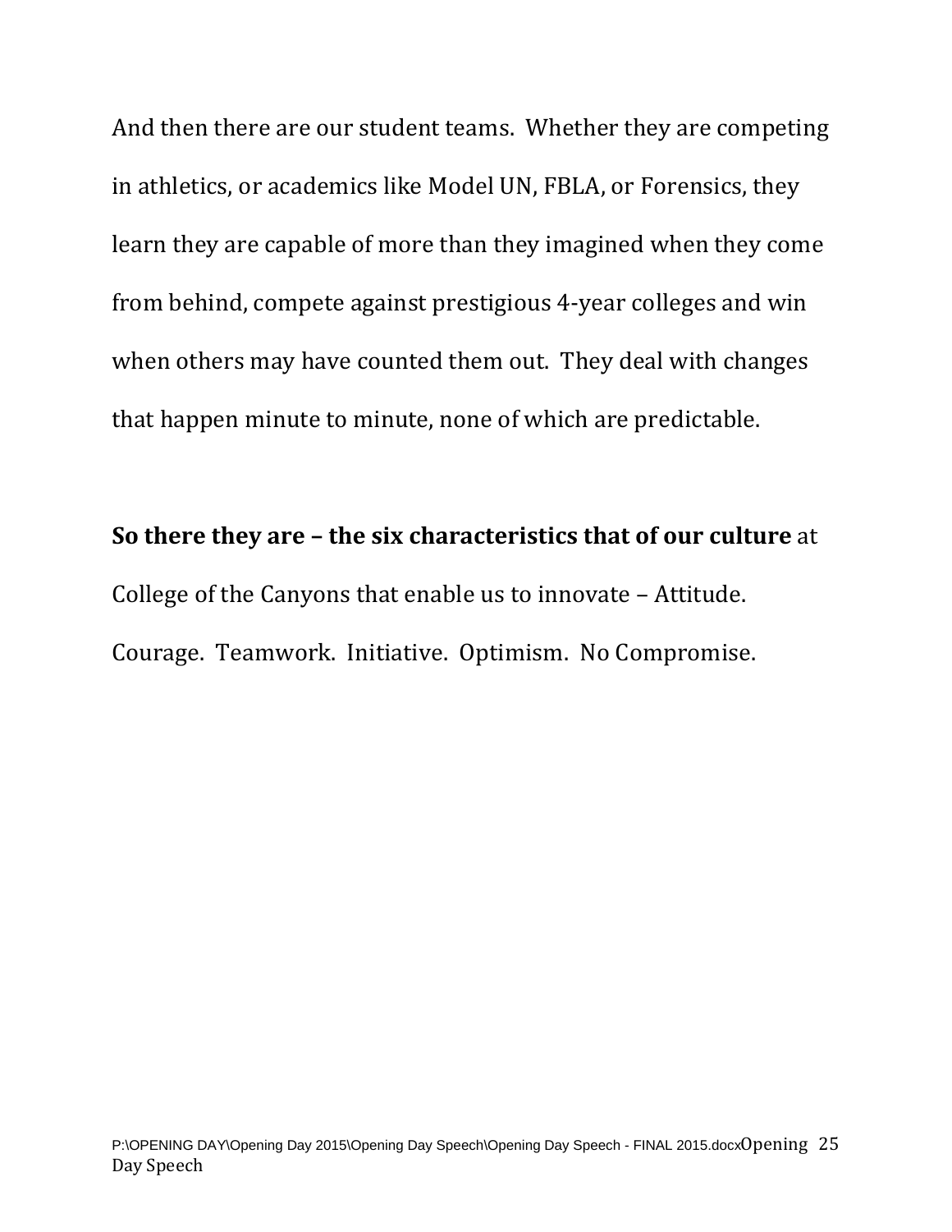And then there are our student teams. Whether they are competing in athletics, or academics like Model UN, FBLA, or Forensics, they learn they are capable of more than they imagined when they come from behind, compete against prestigious 4-year colleges and win when others may have counted them out. They deal with changes that happen minute to minute, none of which are predictable.

**So there they are – the six characteristics that of our culture** at College of the Canyons that enable us to innovate – Attitude. Courage. Teamwork. Initiative. Optimism. No Compromise.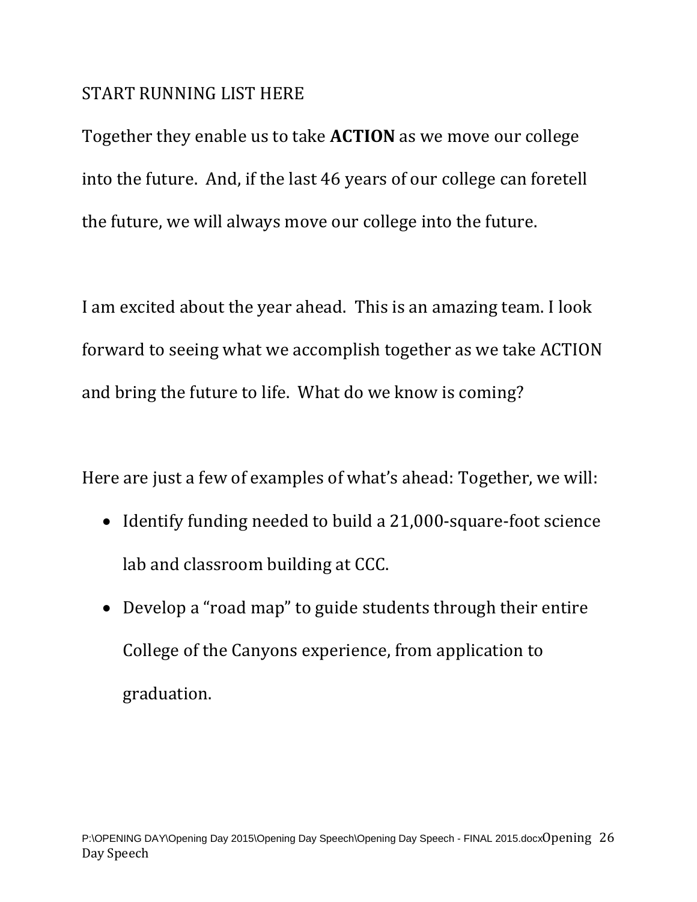START RUNNING LIST HERE

Together they enable us to take **ACTION** as we move our college into the future. And, if the last 46 years of our college can foretell the future, we will always move our college into the future.

I am excited about the year ahead. This is an amazing team. I look forward to seeing what we accomplish together as we take ACTION and bring the future to life. What do we know is coming?

Here are just a few of examples of what's ahead: Together, we will:

- Identify funding needed to build a 21,000-square-foot science lab and classroom building at CCC.
- Develop a "road map" to guide students through their entire College of the Canyons experience, from application to graduation.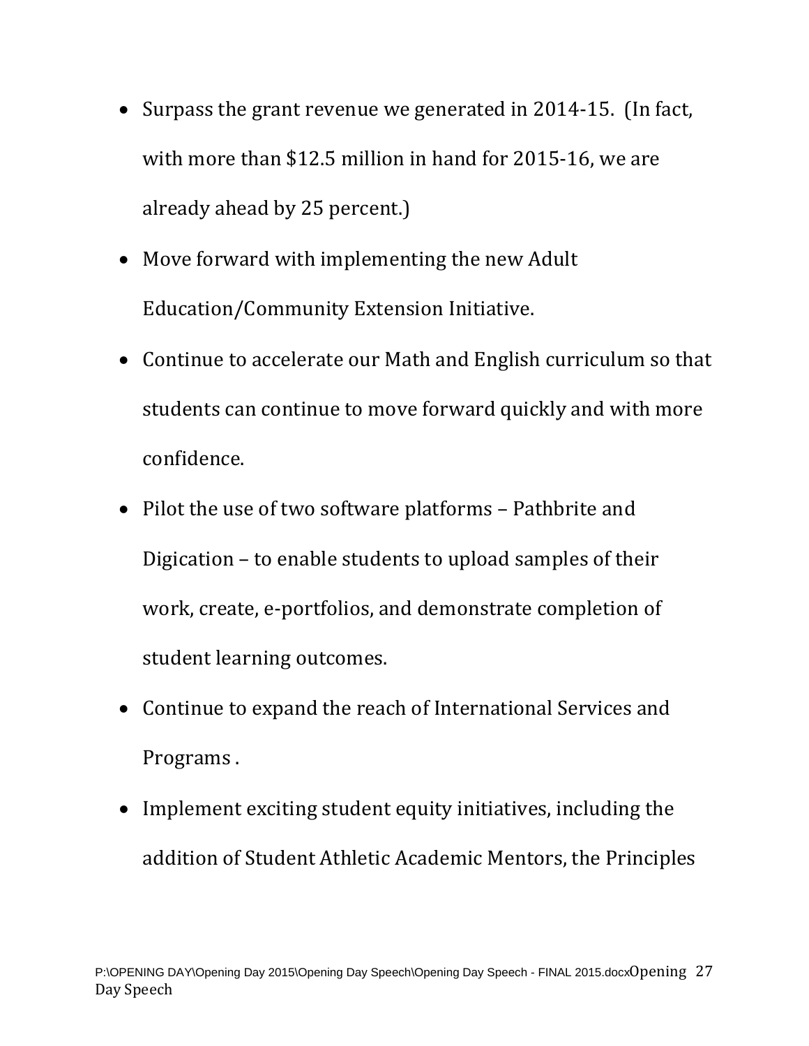- Surpass the grant revenue we generated in 2014-15. (In fact, with more than $12.5 million in hand for 2015-16, we are already ahead by 25 percent.)
- Move forward with implementing the new Adult Education/Community Extension Initiative.
- Continue to accelerate our Math and English curriculum so that students can continue to move forward quickly and with more confidence.
- Pilot the use of two software platforms – Pathbrite and Digication – to enable students to upload samples of their work, create, e-portfolios, and demonstrate completion of student learning outcomes.
- Continue to expand the reach of International Services and Programs .
- Implement exciting student equity initiatives, including the addition of Student Athletic Academic Mentors, the Principles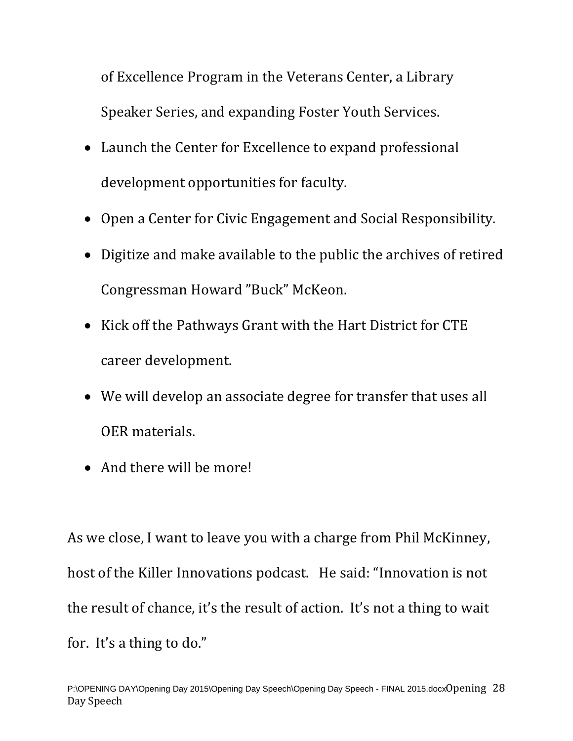of Excellence Program in the Veterans Center, a Library Speaker Series, and expanding Foster Youth Services.

- Launch the Center for Excellence to expand professional development opportunities for faculty.
- Open a Center for Civic Engagement and Social Responsibility.
- Digitize and make available to the public the archives of retired Congressman Howard "Buck" McKeon.
- Kick off the Pathways Grant with the Hart District for CTE career development.
- We will develop an associate degree for transfer that uses all OER materials.
- And there will be more!

As we close, I want to leave you with a charge from Phil McKinney, host of the Killer Innovations podcast. He said: "Innovation is not the result of chance, it's the result of action. It's not a thing to wait for. It's a thing to do."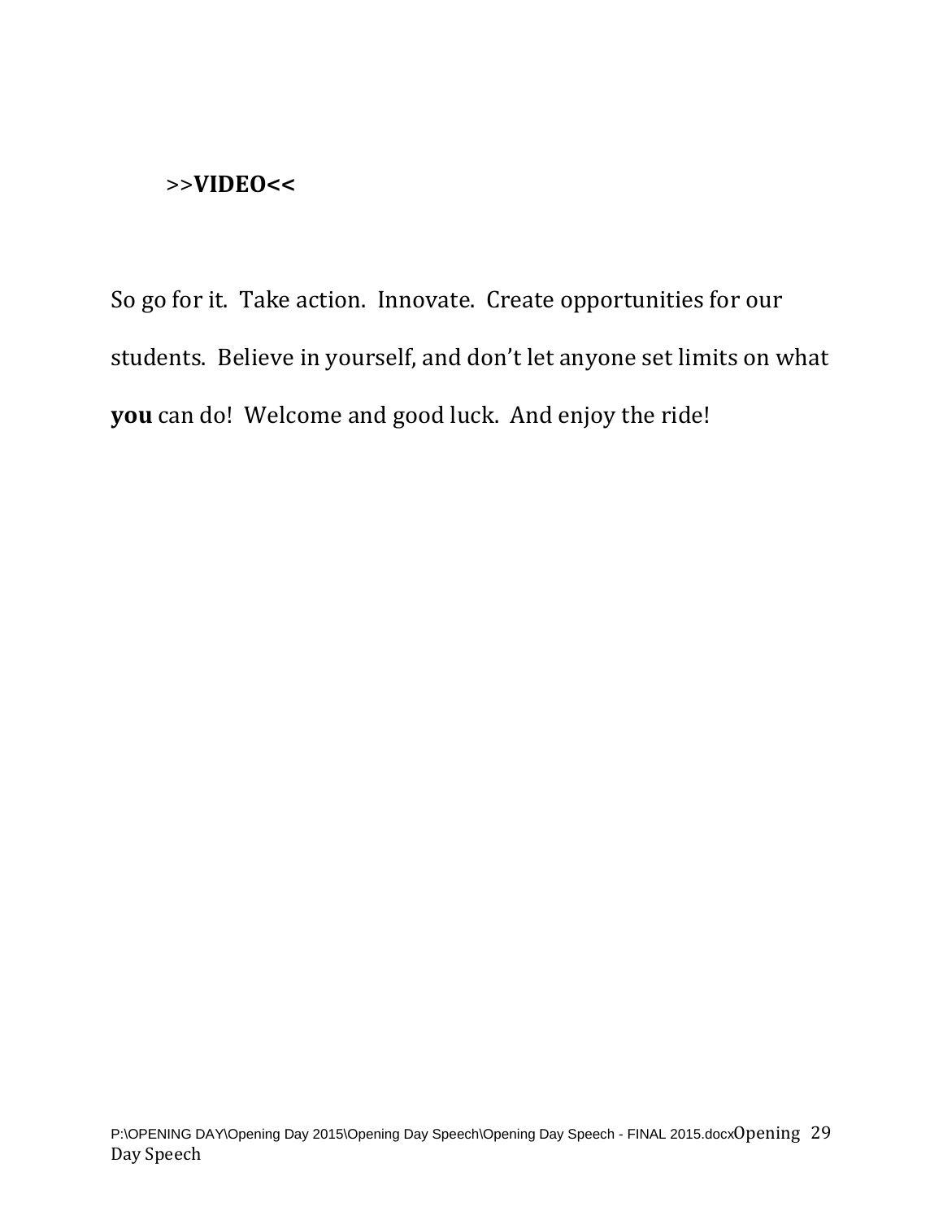>>**VIDEO<<**

So go for it.  Take action.  Innovate.  Create opportunities for our students.  Believe in yourself, and don't let anyone set limits on what **you** can do!  Welcome and good luck.  And enjoy the ride!